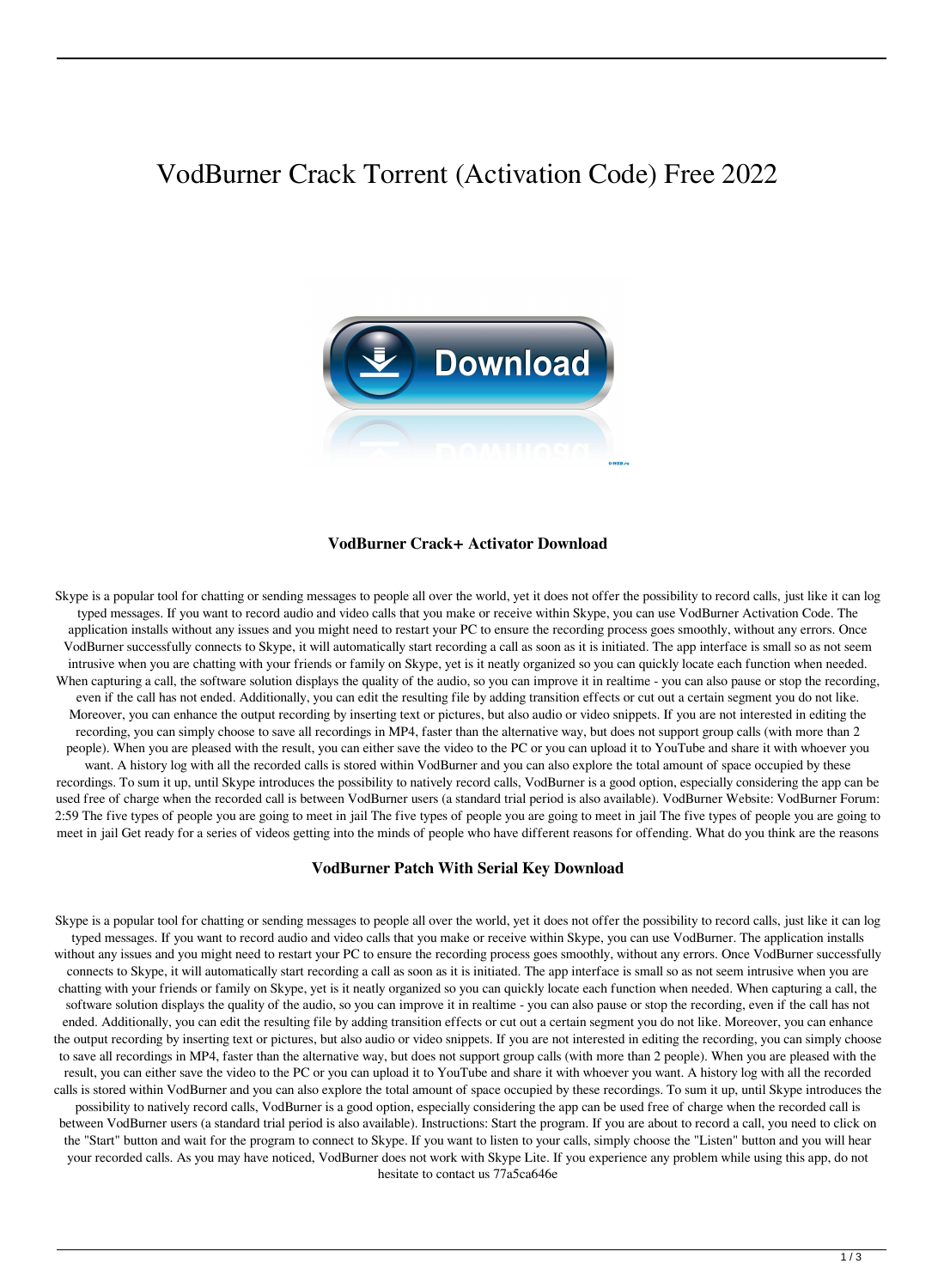# VodBurner Crack Torrent (Activation Code) Free 2022

### VodBurner Crack+ Activator Download

Skype is a popular tool for chatting or sending messages to people all over the world, yet it does not offer the possibility to record calls, just like it can log typed messages. If you want to record audio and video calls that you make or receive within Skype, you can use VodBurner Activation Code. The application installs without any issues and you might need to restart your PC to ensure the recording process goes smoothly, without any errors. Once VodBurner successfully connects to Skype, it will automatically start recording a call as soon as it is initiated. The app interface is small so as not seem intrusive when you are chatting with your friends or family on Skype, yet is it neatly organized so you can quickly locate each function when needed. When capturing a call, the software solution displays the quality of the audio, so you can improve it in realtime - you can also pause or stop the recording, even if the call has not ended. Additionally, you can edit the resulting file by adding transition effects or cut out a certain segment you do not like. Moreover, you can enhance the output recording by inserting text or pictures, but also audio or video snippets. If you are not interested in editing the recording, you can simply choose to save all recordings in MP4, faster than the alternative way, but does not support group calls (with more than 2 people). When you are pleased with the result, you can either save the video to the PC or you can upload it to YouTube and share it with whoever you want. A history log with all the recorded calls is stored within VodBurner and you can also explore the total amount of space occupied by these recordings. To sum it up, until Skype introduces the possibility to natively record calls, VodBurner is a good option, especially considering the app can be used free of charge when the recorded call is between VodBurner users (a standard trial period is also available). VodBurner Website: VodBurner Forum: 2:59 The five types of people you are going to meet in jail The five types of people you are going to meet in jail The five types of people you are going to meet in jail Get ready for a series of videos getting into the minds of people who have different reasons for offending. What do you think are the reasons

### VodBurner Patch With Serial Key Download

Skype is a popular tool for chatting or sending messages to people all over the world, yet it does not offer the possibility to record calls, just like it can log typed messages. If you want to record audio and video calls that you make or receive within Skype, you can use VodBurner. The application installs without any issues and you might need to restart your PC to ensure the recording process goes smoothly, without any errors. Once VodBurner successfully connects to Skype, it will automatically start recording a call as soon as it is initiated. The app interface is small so as not seem intrusive when you are chatting with your friends or family on Skype, yet is it neatly organized so you can quickly locate each function when needed. When capturing a call, the software solution displays the quality of the audio, so you can improve it in realtime - you can also pause or stop the recording, even if the call has not ended. Additionally, you can edit the resulting file by adding transition effects or cut out a certain segment you do not like. Moreover, you can enhance the output recording by inserting text or pictures, but also audio or video snippets. If you are not interested in editing the recording, you can simply choose to save all recordings in MP4, faster than the alternative way, but does not support group calls (with more than 2 people). When you are pleased with the result, you can either save the video to the PC or you can upload it to YouTube and share it with whoever you want. A history log with all the recorded calls is stored within VodBurner and you can also explore the total amount of space occupied by these recordings. To sum it up, until Skype introduces the possibility to natively record calls, VodBurner is a good option, especially considering the app can be used free of charge when the recorded call is between VodBurner users (a standard trial period is also available). Instructions: Start the program. If you are about to record a call, you need to click on the "Start" button and wait for the program to connect to Skype. If you want to listen to your calls, simply choose the "Listen" button and you will hear your recorded calls. As you may have noticed, VodBurner does not work with Skype Lite. If you experience any problem while using this app, do not hesitate to contact us 77a5ca646e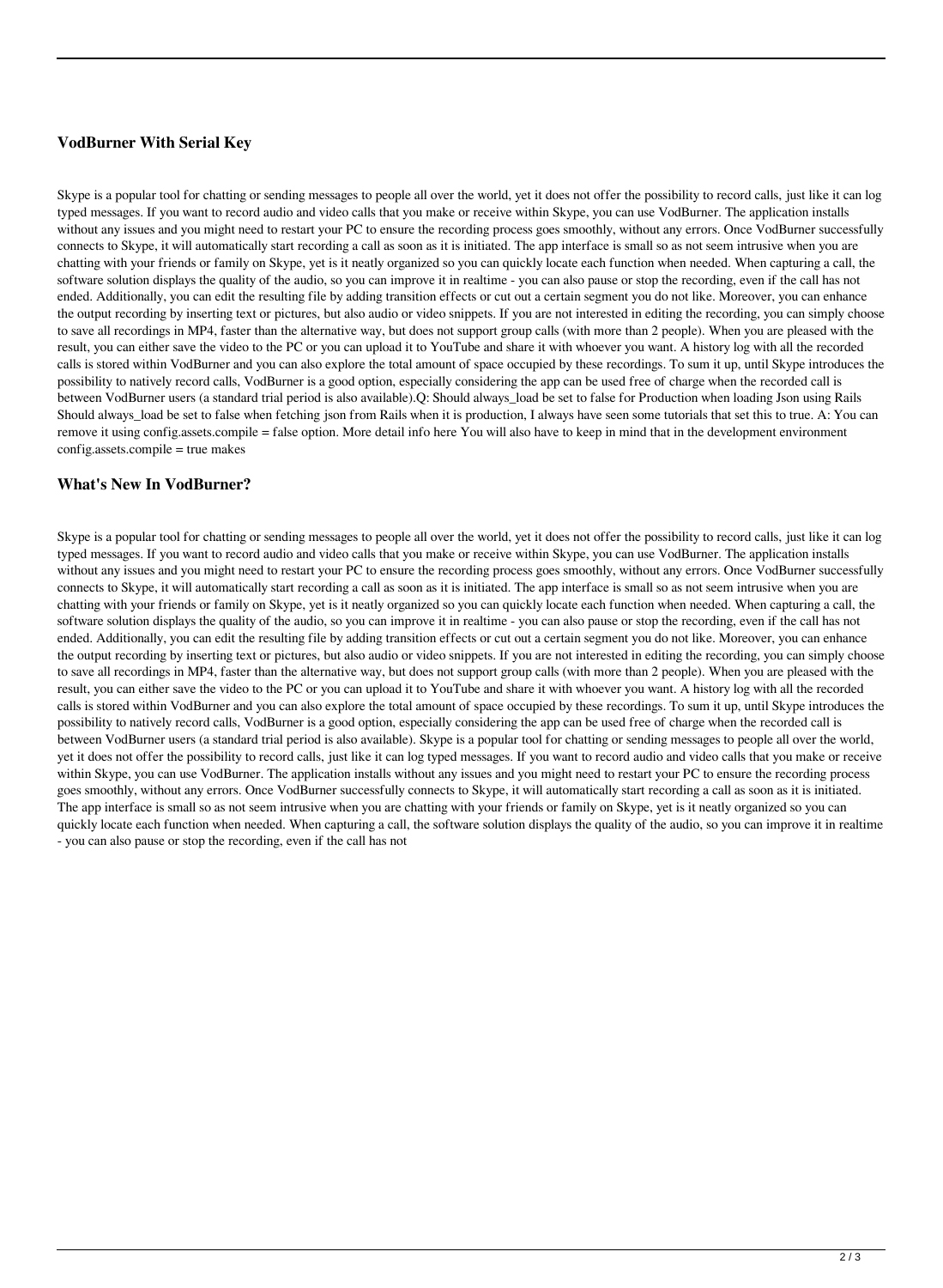### VodBurner With Serial Key

Skype is a popular tool for chatting or sending messages to people all over the world, yet it does not offer the possibility to record calls, just like it can log typed messages. If you want to record audio and video calls that you make or receive within Skype, you can use VodBurner. The application installs without any issues and you might need to restart your PC to ensure the recording process goes smoothly, without any errors. Once VodBurner successfully connects to Skype, it will automatically start recording a call as soon as it is initiated. The app interface is small so as not seem intrusive when you are chatting with your friends or family on Skype, yet is it neatly organized so you can quickly locate each function when needed. When capturing a call, the software solution displays the quality of the audio, so you can improve it in realtime - you can also pause or stop the recording, even if the call has not ended. Additionally, you can edit the resulting file by adding transition effects or cut out a certain segment you do not like. Moreover, you can enhance the output recording by inserting text or pictures, but also audio or video snippets. If you are not interested in editing the recording, you can simply choose to save all recordings in MP4, faster than the alternative way, but does not support group calls (with more than 2 people). When you are pleased with the result, you can either save the video to the PC or you can upload it to YouTube and share it with whoever you want. A history log with all the recorded calls is stored within VodBurner and you can also explore the total amount of space occupied by these recordings. To sum it up, until Skype introduces the possibility to natively record calls, VodBurner is a good option, especially considering the app can be used free of charge when the recorded call is between VodBurner users (a standard trial period is also available).Q: Should always_load be set to false for Production when loading Json using Rails Should always_load be set to false when fetching json from Rails when it is production, I always have seen some tutorials that set this to true. A: You can remove it using config.assets.compile = false option. More detail info here You will also have to keep in mind that in the development environment config.assets.compile = true makes

### What's New In VodBurner?

Skype is a popular tool for chatting or sending messages to people all over the world, yet it does not offer the possibility to record calls, just like it can log typed messages. If you want to record audio and video calls that you make or receive within Skype, you can use VodBurner. The application installs without any issues and you might need to restart your PC to ensure the recording process goes smoothly, without any errors. Once VodBurner successfully connects to Skype, it will automatically start recording a call as soon as it is initiated. The app interface is small so as not seem intrusive when you are chatting with your friends or family on Skype, yet is it neatly organized so you can quickly locate each function when needed. When capturing a call, the software solution displays the quality of the audio, so you can improve it in realtime - you can also pause or stop the recording, even if the call has not ended. Additionally, you can edit the resulting file by adding transition effects or cut out a certain segment you do not like. Moreover, you can enhance the output recording by inserting text or pictures, but also audio or video snippets. If you are not interested in editing the recording, you can simply choose to save all recordings in MP4, faster than the alternative way, but does not support group calls (with more than 2 people). When you are pleased with the result, you can either save the video to the PC or you can upload it to YouTube and share it with whoever you want. A history log with all the recorded calls is stored within VodBurner and you can also explore the total amount of space occupied by these recordings. To sum it up, until Skype introduces the possibility to natively record calls, VodBurner is a good option, especially considering the app can be used free of charge when the recorded call is between VodBurner users (a standard trial period is also available). Skype is a popular tool for chatting or sending messages to people all over the world, yet it does not offer the possibility to record calls, just like it can log typed messages. If you want to record audio and video calls that you make or receive within Skype, you can use VodBurner. The application installs without any issues and you might need to restart your PC to ensure the recording process goes smoothly, without any errors. Once VodBurner successfully connects to Skype, it will automatically start recording a call as soon as it is initiated. The app interface is small so as not seem intrusive when you are chatting with your friends or family on Skype, yet is it neatly organized so you can quickly locate each function when needed. When capturing a call, the software solution displays the quality of the audio, so you can improve it in realtime - you can also pause or stop the recording, even if the call has not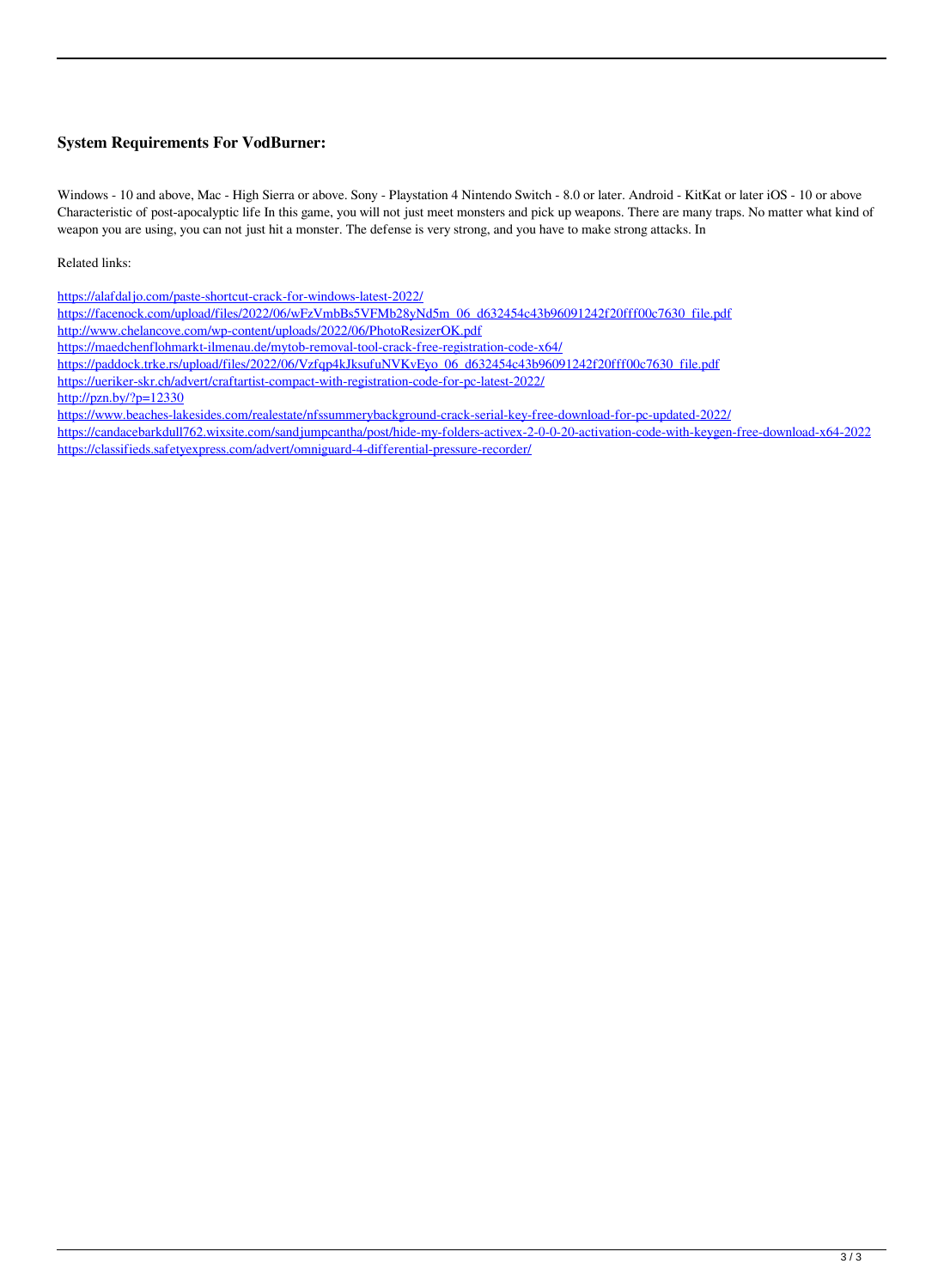### System Requirements For VodBurner:

Windows - 10 and above, Mac - High Sierra or above. Sony - Playstation 4 Nintendo Switch - 8.0 or later. Android - KitKat or later iOS - 10 or above Characteristic of post-apocalyptic life In this game, you will not just meet monsters and pick up weapons. There are many traps. No matter what kind of weapon you are using, you can not just hit a monster. The defense is very strong, and you have to make strong attacks. In

Related links:

https://alafdaljo.com/paste-shortcut-crack-for-windows-latest-2022/
https://facenock.com/upload/files/2022/06/wFzVmbBs5VFMb28yNd5m_06_d632454c43b96091242f20fff00c7630_file.pdf
http://www.chelancove.com/wp-content/uploads/2022/06/PhotoResizerOK.pdf
https://maedchenflohmarkt-ilmenau.de/mytob-removal-tool-crack-free-registration-code-x64/
https://paddock.trke.rs/upload/files/2022/06/Vzfqp4kJksufuNVKvEyo_06_d632454c43b96091242f20fff00c7630_file.pdf
https://ueriker-skr.ch/advert/craftartist-compact-with-registration-code-for-pc-latest-2022/
http://pzn.by/?p=12330
https://www.beaches-lakesides.com/realestate/nfssummerybackground-crack-serial-key-free-download-for-pc-updated-2022/
https://candacebarkdull762.wixsite.com/sandjumpcantha/post/hide-my-folders-activex-2-0-0-20-activation-code-with-keygen-free-download-x64-2022
https://classifieds.safetyexpress.com/advert/omniguard-4-differential-pressure-recorder/